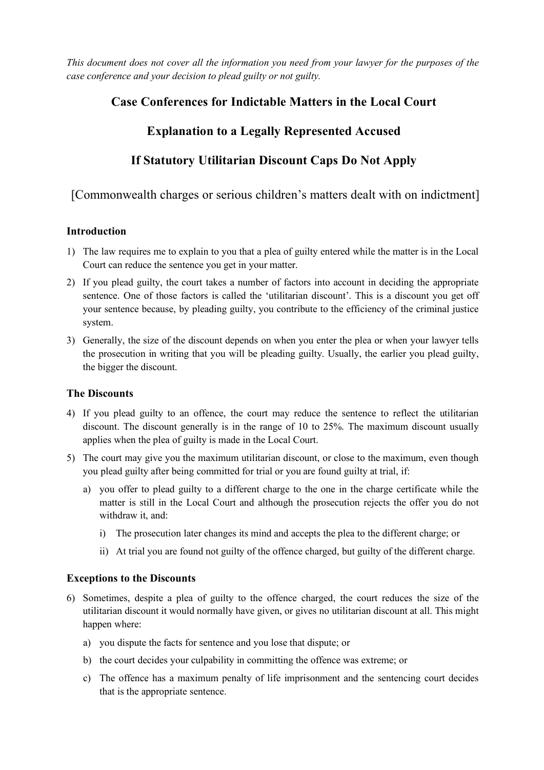*This document does not cover all the information you need from your lawyer for the purposes of the case conference and your decision to plead guilty or not guilty.*

# Case Conferences for Indictable Matters in the Local Court

## Explanation to a Legally Represented Accused

## If Statutory Utilitarian Discount Caps Do Not Apply

[Commonwealth charges or serious children's matters dealt with on indictment]

### Introduction

1) The law requires me to explain to you that a plea of guilty entered while the matter is in the Local Court can reduce the sentence you get in your matter.
2) If you plead guilty, the court takes a number of factors into account in deciding the appropriate sentence. One of those factors is called the 'utilitarian discount'. This is a discount you get off your sentence because, by pleading guilty, you contribute to the efficiency of the criminal justice system.
3) Generally, the size of the discount depends on when you enter the plea or when your lawyer tells the prosecution in writing that you will be pleading guilty. Usually, the earlier you plead guilty, the bigger the discount.

### The Discounts

4) If you plead guilty to an offence, the court may reduce the sentence to reflect the utilitarian discount. The discount generally is in the range of 10 to 25%. The maximum discount usually applies when the plea of guilty is made in the Local Court.
5) The court may give you the maximum utilitarian discount, or close to the maximum, even though you plead guilty after being committed for trial or you are found guilty at trial, if:
   a) you offer to plead guilty to a different charge to the one in the charge certificate while the matter is still in the Local Court and although the prosecution rejects the offer you do not withdraw it, and:
      i) The prosecution later changes its mind and accepts the plea to the different charge; or
      ii) At trial you are found not guilty of the offence charged, but guilty of the different charge.

### Exceptions to the Discounts

6) Sometimes, despite a plea of guilty to the offence charged, the court reduces the size of the utilitarian discount it would normally have given, or gives no utilitarian discount at all. This might happen where:
   a) you dispute the facts for sentence and you lose that dispute; or
   b) the court decides your culpability in committing the offence was extreme; or
   c) The offence has a maximum penalty of life imprisonment and the sentencing court decides that is the appropriate sentence.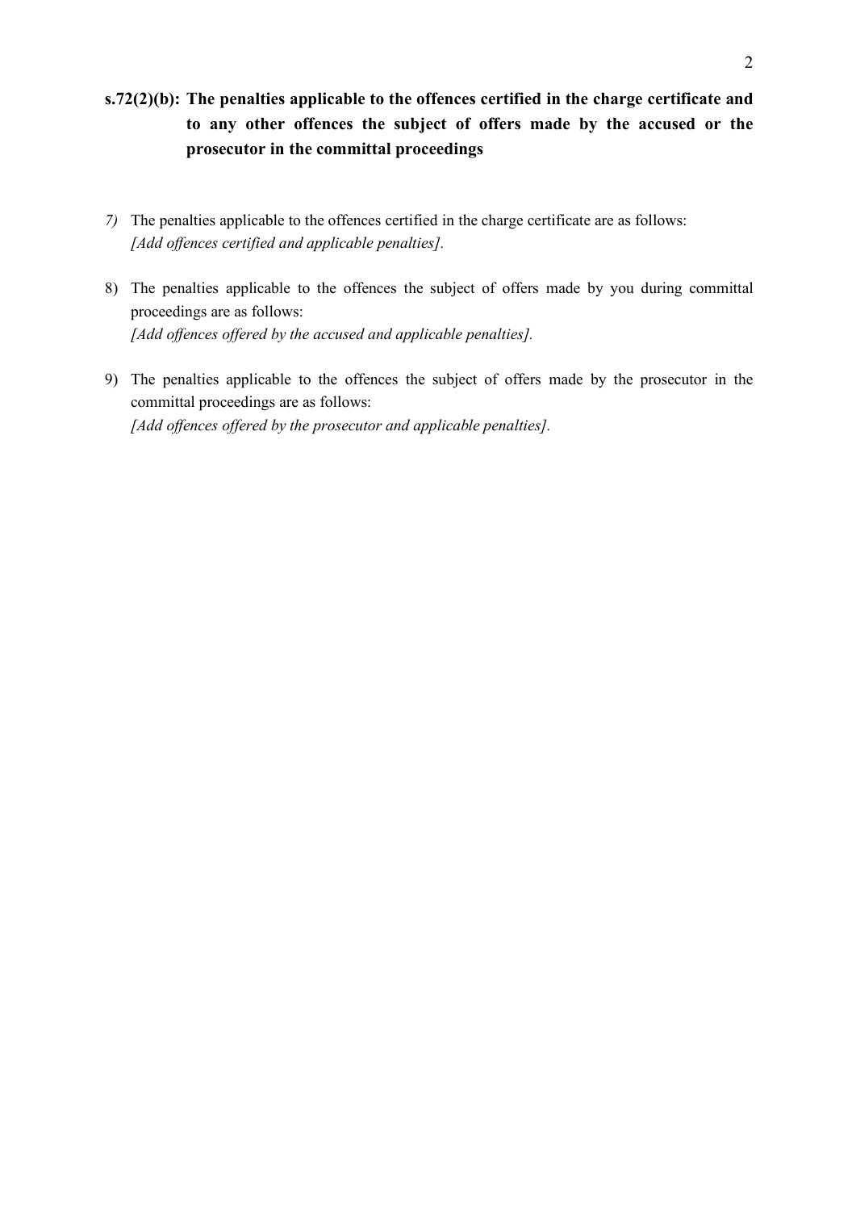**s.72(2)(b): The penalties applicable to the offences certified in the charge certificate and to any other offences the subject of offers made by the accused or the prosecutor in the committal proceedings**

*7)* The penalties applicable to the offences certified in the charge certificate are as follows:
*[Add offences certified and applicable penalties].*

8) The penalties applicable to the offences the subject of offers made by you during committal proceedings are as follows:
*[Add offences offered by the accused and applicable penalties].*

9) The penalties applicable to the offences the subject of offers made by the prosecutor in the committal proceedings are as follows:
*[Add offences offered by the prosecutor and applicable penalties].*